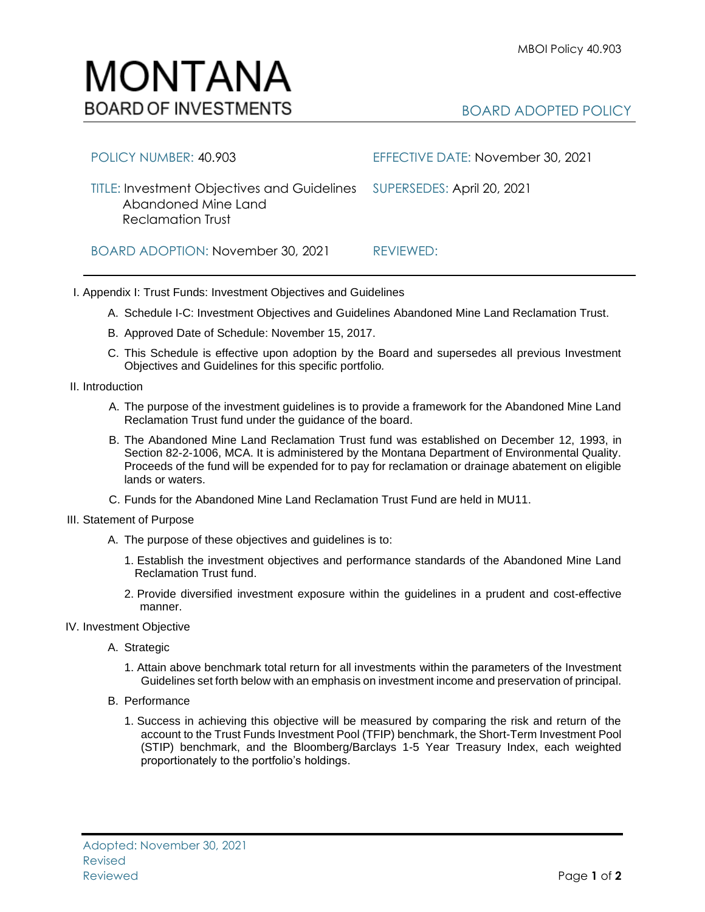# MONTANA
## BOARD OF INVESTMENTS

MBOI Policy 40.903

BOARD ADOPTED POLICY

| | |
|---|---|
| POLICY NUMBER: 40.903 | EFFECTIVE DATE: November 30, 2021 |
| TITLE: Investment Objectives and Guidelines Abandoned Mine Land Reclamation Trust | SUPERSEDES: April 20, 2021 |
| BOARD ADOPTION: November 30, 2021 | REVIEWED: |

I. Appendix I: Trust Funds: Investment Objectives and Guidelines

   A. Schedule I-C: Investment Objectives and Guidelines Abandoned Mine Land Reclamation Trust.

   B. Approved Date of Schedule: November 15, 2017.

   C. This Schedule is effective upon adoption by the Board and supersedes all previous Investment Objectives and Guidelines for this specific portfolio.

II. Introduction

   A. The purpose of the investment guidelines is to provide a framework for the Abandoned Mine Land Reclamation Trust fund under the guidance of the board.

   B. The Abandoned Mine Land Reclamation Trust fund was established on December 12, 1993, in Section 82-2-1006, MCA. It is administered by the Montana Department of Environmental Quality. Proceeds of the fund will be expended for to pay for reclamation or drainage abatement on eligible lands or waters.

   C. Funds for the Abandoned Mine Land Reclamation Trust Fund are held in MU11.

III. Statement of Purpose

   A. The purpose of these objectives and guidelines is to:

      1. Establish the investment objectives and performance standards of the Abandoned Mine Land Reclamation Trust fund.

      2. Provide diversified investment exposure within the guidelines in a prudent and cost-effective manner.

IV. Investment Objective

   A. Strategic

      1. Attain above benchmark total return for all investments within the parameters of the Investment Guidelines set forth below with an emphasis on investment income and preservation of principal.

   B. Performance

      1. Success in achieving this objective will be measured by comparing the risk and return of the account to the Trust Funds Investment Pool (TFIP) benchmark, the Short-Term Investment Pool (STIP) benchmark, and the Bloomberg/Barclays 1-5 Year Treasury Index, each weighted proportionately to the portfolio's holdings.

Adopted: November 30, 2021
Revised
Reviewed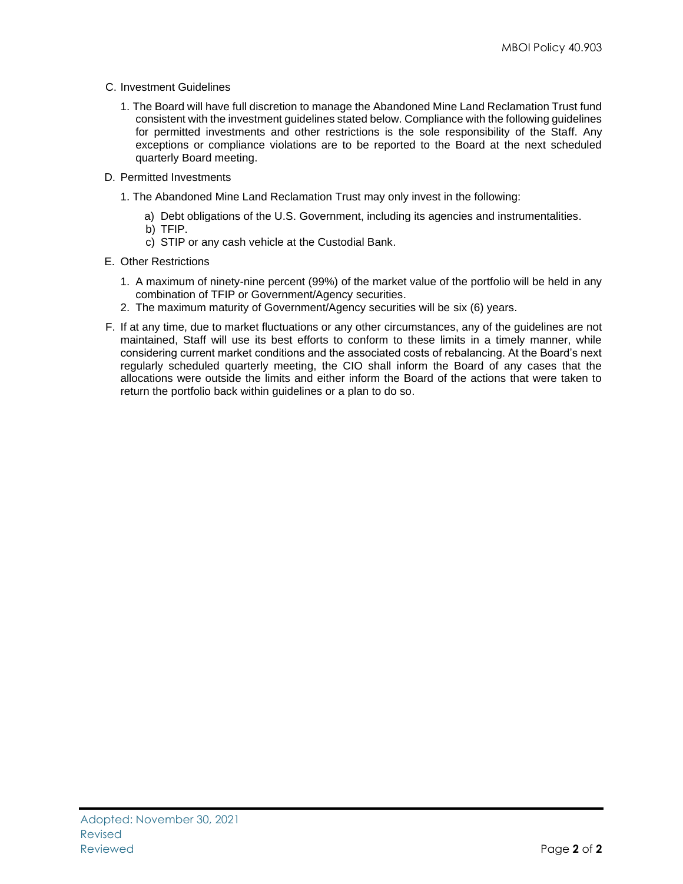C. Investment Guidelines

1. The Board will have full discretion to manage the Abandoned Mine Land Reclamation Trust fund consistent with the investment guidelines stated below. Compliance with the following guidelines for permitted investments and other restrictions is the sole responsibility of the Staff. Any exceptions or compliance violations are to be reported to the Board at the next scheduled quarterly Board meeting.

D. Permitted Investments

1. The Abandoned Mine Land Reclamation Trust may only invest in the following:

   a) Debt obligations of the U.S. Government, including its agencies and instrumentalities.
   b) TFIP.
   c) STIP or any cash vehicle at the Custodial Bank.

E. Other Restrictions

1. A maximum of ninety-nine percent (99%) of the market value of the portfolio will be held in any combination of TFIP or Government/Agency securities.
2. The maximum maturity of Government/Agency securities will be six (6) years.

F. If at any time, due to market fluctuations or any other circumstances, any of the guidelines are not maintained, Staff will use its best efforts to conform to these limits in a timely manner, while considering current market conditions and the associated costs of rebalancing. At the Board's next regularly scheduled quarterly meeting, the CIO shall inform the Board of any cases that the allocations were outside the limits and either inform the Board of the actions that were taken to return the portfolio back within guidelines or a plan to do so.

Adopted: November 30, 2021
Revised
Reviewed